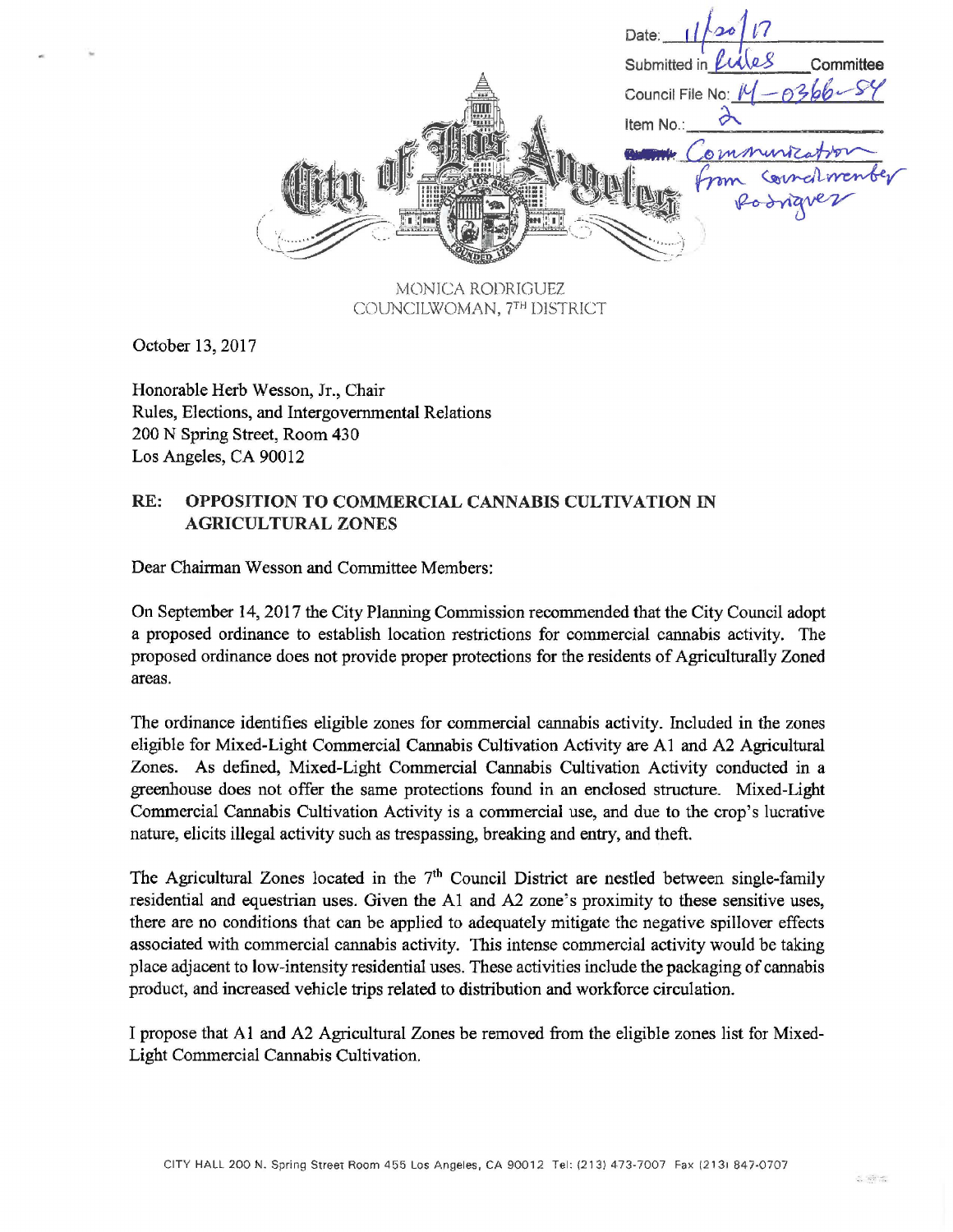Date: 11/20/17

Submitted in Rules Committee

Council File No: 14-0366-S4

Item No.: 2

Communication from Councilmember Rodriguez

MONICA RODRIGUEZ
COUNCILWOMAN, 7TH DISTRICT

October 13, 2017

Honorable Herb Wesson, Jr., Chair
Rules, Elections, and Intergovernmental Relations
200 N Spring Street, Room 430
Los Angeles, CA 90012

**RE: OPPOSITION TO COMMERCIAL CANNABIS CULTIVATION IN AGRICULTURAL ZONES**

Dear Chairman Wesson and Committee Members:

On September 14, 2017 the City Planning Commission recommended that the City Council adopt a proposed ordinance to establish location restrictions for commercial cannabis activity. The proposed ordinance does not provide proper protections for the residents of Agriculturally Zoned areas.

The ordinance identifies eligible zones for commercial cannabis activity. Included in the zones eligible for Mixed-Light Commercial Cannabis Cultivation Activity are A1 and A2 Agricultural Zones. As defined, Mixed-Light Commercial Cannabis Cultivation Activity conducted in a greenhouse does not offer the same protections found in an enclosed structure. Mixed-Light Commercial Cannabis Cultivation Activity is a commercial use, and due to the crop's lucrative nature, elicits illegal activity such as trespassing, breaking and entry, and theft.

The Agricultural Zones located in the 7th Council District are nestled between single-family residential and equestrian uses. Given the A1 and A2 zone's proximity to these sensitive uses, there are no conditions that can be applied to adequately mitigate the negative spillover effects associated with commercial cannabis activity. This intense commercial activity would be taking place adjacent to low-intensity residential uses. These activities include the packaging of cannabis product, and increased vehicle trips related to distribution and workforce circulation.

I propose that A1 and A2 Agricultural Zones be removed from the eligible zones list for Mixed-Light Commercial Cannabis Cultivation.

CITY HALL 200 N. Spring Street Room 455 Los Angeles, CA 90012 Tel: (213) 473-7007 Fax (213) 847-0707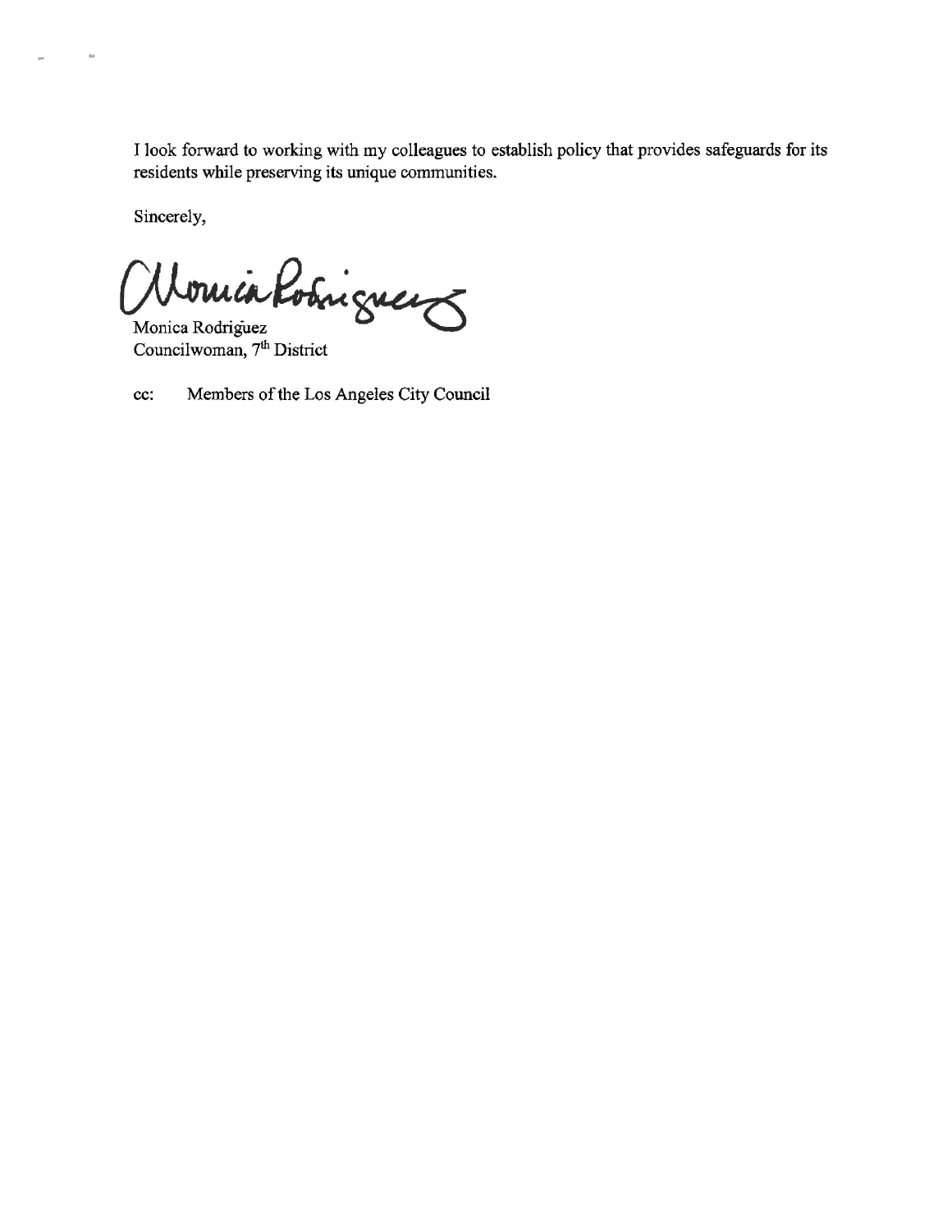I look forward to working with my colleagues to establish policy that provides safeguards for its residents while preserving its unique communities.

Sincerely,

Monica Rodriguez
Councilwoman, 7th District

cc: Members of the Los Angeles City Council